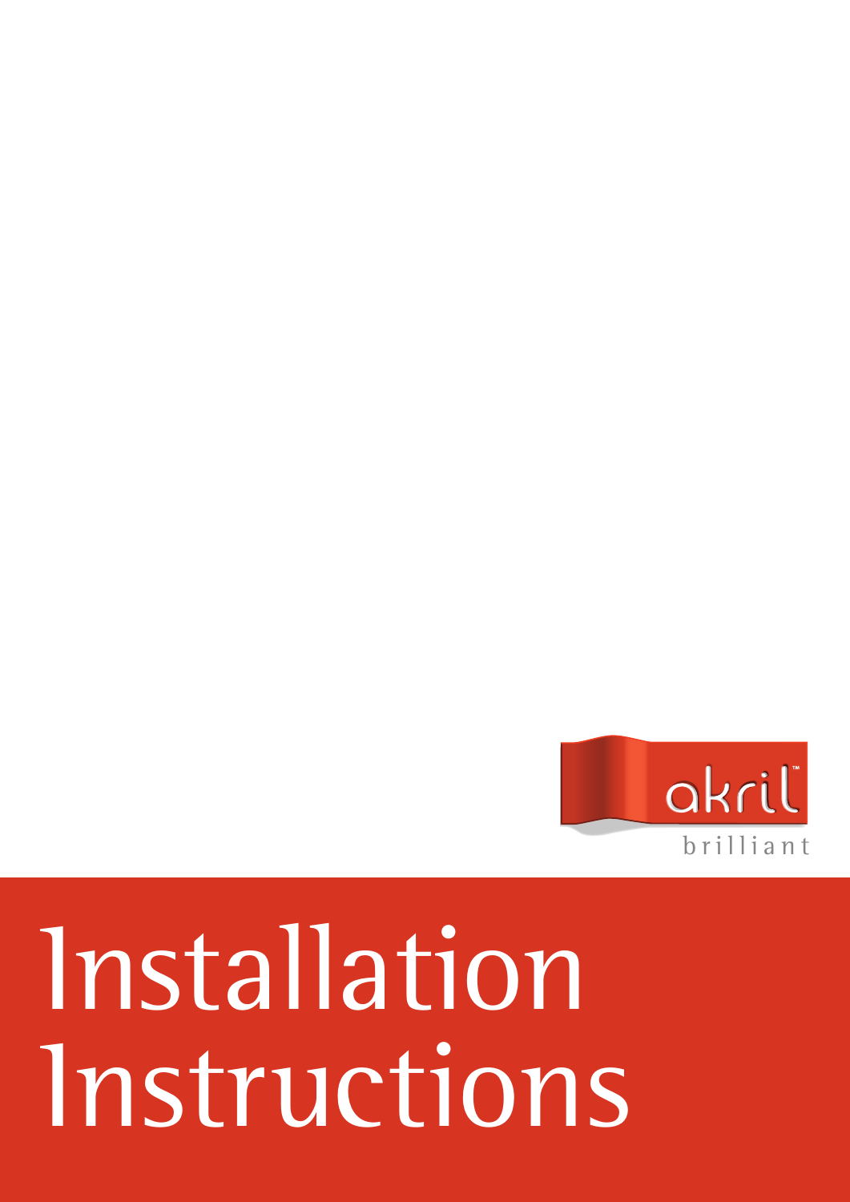akril™

brilliant

# Installation Instructions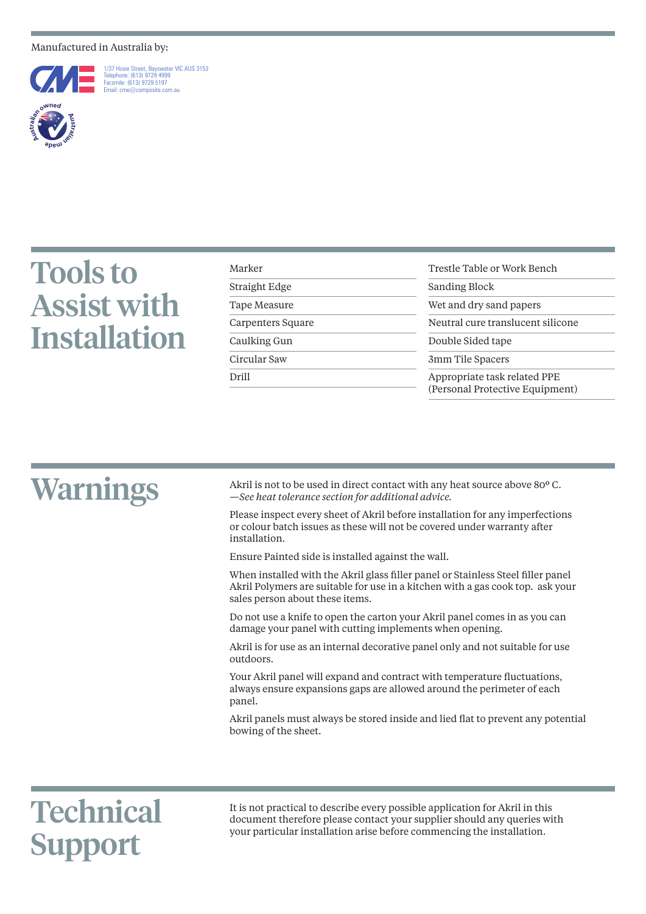Manufactured in Australia by:

1/37 Hosie Street, Bayswater VIC AUS 3153
Telephone: (613) 9729 4999
Facsmile: (613) 9729 5197
Email: cme@composite.com.au

# Tools to Assist with Installation

| | |
|---|---|
| Marker | Trestle Table or Work Bench |
| Straight Edge | Sanding Block |
| Tape Measure | Wet and dry sand papers |
| Carpenters Square | Neutral cure translucent silicone |
| Caulking Gun | Double Sided tape |
| Circular Saw | 3mm Tile Spacers |
| Drill | Appropriate task related PPE (Personal Protective Equipment) |

# Warnings

Akril is not to be used in direct contact with any heat source above 80º C.
—*See heat tolerance section for additional advice.*

Please inspect every sheet of Akril before installation for any imperfections or colour batch issues as these will not be covered under warranty after installation.

Ensure Painted side is installed against the wall.

When installed with the Akril glass filler panel or Stainless Steel filler panel Akril Polymers are suitable for use in a kitchen with a gas cook top. ask your sales person about these items.

Do not use a knife to open the carton your Akril panel comes in as you can damage your panel with cutting implements when opening.

Akril is for use as an internal decorative panel only and not suitable for use outdoors.

Your Akril panel will expand and contract with temperature fluctuations, always ensure expansions gaps are allowed around the perimeter of each panel.

Akril panels must always be stored inside and lied flat to prevent any potential bowing of the sheet.

# Technical Support

It is not practical to describe every possible application for Akril in this document therefore please contact your supplier should any queries with your particular installation arise before commencing the installation.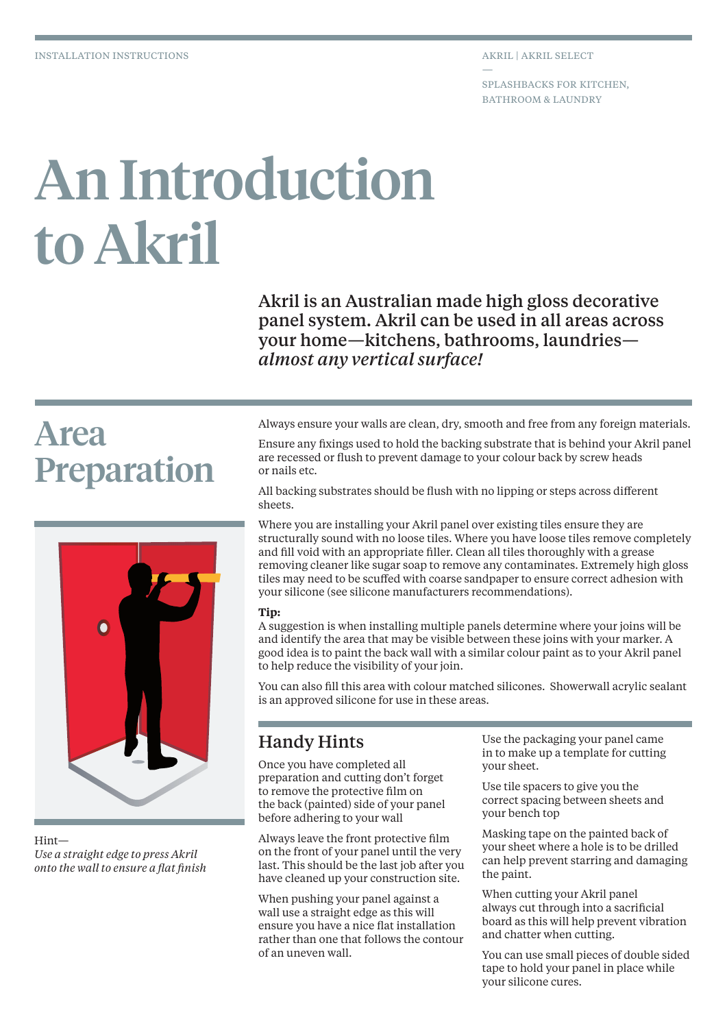# An Introduction to Akril

Akril is an Australian made high gloss decorative panel system. Akril can be used in all areas across your home—kitchens, bathrooms, laundries—*almost any vertical surface!*

## Area Preparation

Always ensure your walls are clean, dry, smooth and free from any foreign materials.

Ensure any fixings used to hold the backing substrate that is behind your Akril panel are recessed or flush to prevent damage to your colour back by screw heads or nails etc.

All backing substrates should be flush with no lipping or steps across different sheets.

Where you are installing your Akril panel over existing tiles ensure they are structurally sound with no loose tiles. Where you have loose tiles remove completely and fill void with an appropriate filler. Clean all tiles thoroughly with a grease removing cleaner like sugar soap to remove any contaminates. Extremely high gloss tiles may need to be scuffed with coarse sandpaper to ensure correct adhesion with your silicone (see silicone manufacturers recommendations).

**Tip:**
A suggestion is when installing multiple panels determine where your joins will be and identify the area that may be visible between these joins with your marker. A good idea is to paint the back wall with a similar colour paint as to your Akril panel to help reduce the visibility of your join.

You can also fill this area with colour matched silicones. Showerwall acrylic sealant is an approved silicone for use in these areas.

Hint—
*Use a straight edge to press Akril onto the wall to ensure a flat finish*

### Handy Hints

Once you have completed all preparation and cutting don't forget to remove the protective film on the back (painted) side of your panel before adhering to your wall

Always leave the front protective film on the front of your panel until the very last. This should be the last job after you have cleaned up your construction site.

When pushing your panel against a wall use a straight edge as this will ensure you have a nice flat installation rather than one that follows the contour of an uneven wall.

Use the packaging your panel came in to make up a template for cutting your sheet.

Use tile spacers to give you the correct spacing between sheets and your bench top

Masking tape on the painted back of your sheet where a hole is to be drilled can help prevent starring and damaging the paint.

When cutting your Akril panel always cut through into a sacrificial board as this will help prevent vibration and chatter when cutting.

You can use small pieces of double sided tape to hold your panel in place while your silicone cures.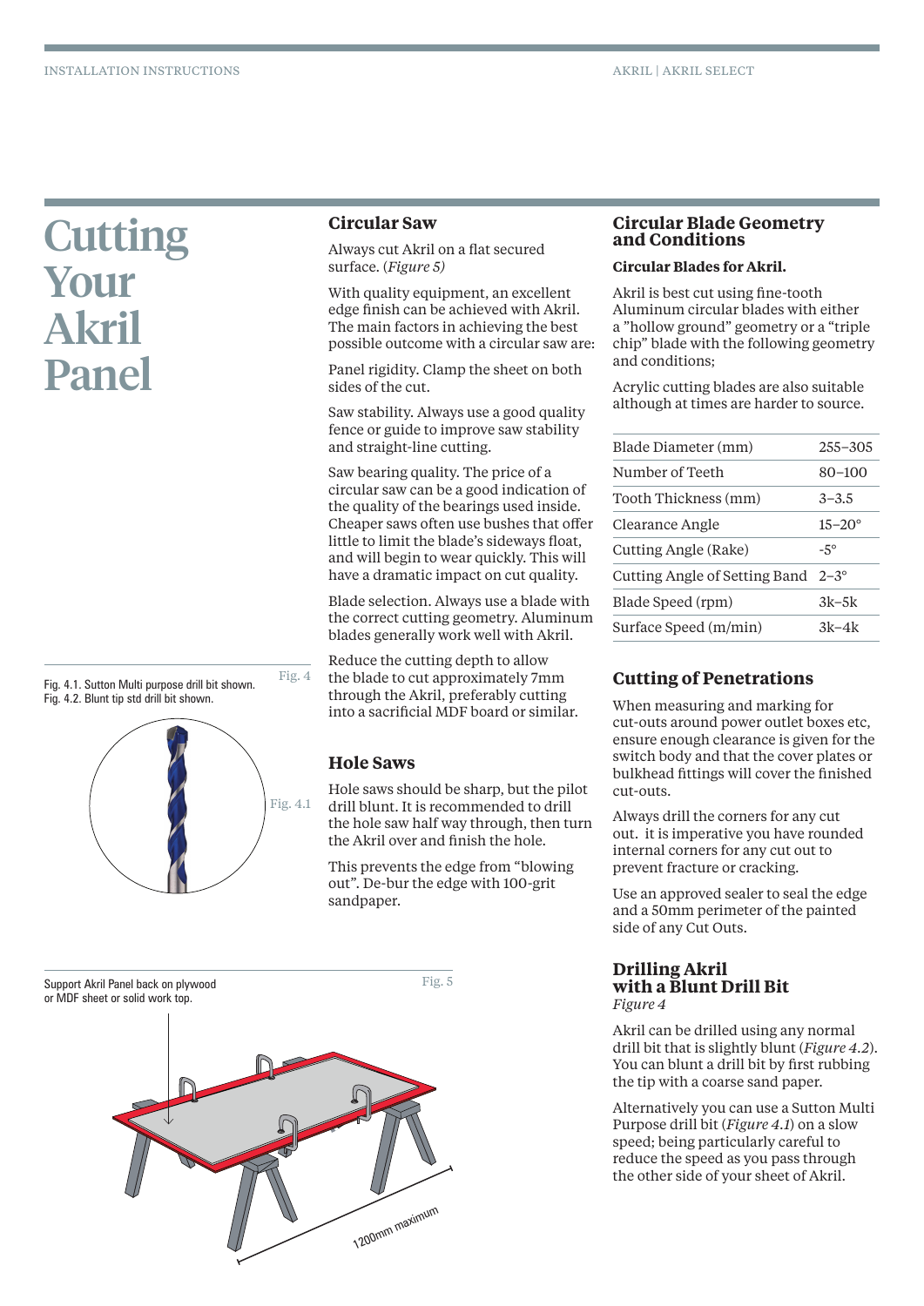# Cutting Your Akril Panel

## Circular Saw

Always cut Akril on a flat secured surface. (*Figure 5)*

With quality equipment, an excellent edge finish can be achieved with Akril. The main factors in achieving the best possible outcome with a circular saw are:

Panel rigidity. Clamp the sheet on both sides of the cut.

Saw stability. Always use a good quality fence or guide to improve saw stability and straight-line cutting.

Saw bearing quality. The price of a circular saw can be a good indication of the quality of the bearings used inside. Cheaper saws often use bushes that offer little to limit the blade's sideways float, and will begin to wear quickly. This will have a dramatic impact on cut quality.

Blade selection. Always use a blade with the correct cutting geometry. Aluminum blades generally work well with Akril.

Reduce the cutting depth to allow the blade to cut approximately 7mm through the Akril, preferably cutting into a sacrificial MDF board or similar.

Fig. 4

Fig. 4.1. Sutton Multi purpose drill bit shown.
Fig. 4.2. Blunt tip std drill bit shown.

Fig. 4.1

## Hole Saws

Hole saws should be sharp, but the pilot drill blunt. It is recommended to drill the hole saw half way through, then turn the Akril over and finish the hole.

This prevents the edge from "blowing out". De-bur the edge with 100-grit sandpaper.

Fig. 5

Support Akril Panel back on plywood or MDF sheet or solid work top.

1200mm maximum

## Circular Blade Geometry and Conditions

### Circular Blades for Akril.

Akril is best cut using fine-tooth Aluminum circular blades with either a "hollow ground" geometry or a "triple chip" blade with the following geometry and conditions;

Acrylic cutting blades are also suitable although at times are harder to source.

| | |
|---|---|
| Blade Diameter (mm) | 255–305 |
| Number of Teeth | 80–100 |
| Tooth Thickness (mm) | 3–3.5 |
| Clearance Angle | 15–20° |
| Cutting Angle (Rake) | -5° |
| Cutting Angle of Setting Band | 2–3° |
| Blade Speed (rpm) | 3k–5k |
| Surface Speed (m/min) | 3k–4k |

## Cutting of Penetrations

When measuring and marking for cut-outs around power outlet boxes etc, ensure enough clearance is given for the switch body and that the cover plates or bulkhead fittings will cover the finished cut-outs.

Always drill the corners for any cut out. it is imperative you have rounded internal corners for any cut out to prevent fracture or cracking.

Use an approved sealer to seal the edge and a 50mm perimeter of the painted side of any Cut Outs.

## Drilling Akril with a Blunt Drill Bit

*Figure 4*

Akril can be drilled using any normal drill bit that is slightly blunt (*Figure 4.2*). You can blunt a drill bit by first rubbing the tip with a coarse sand paper.

Alternatively you can use a Sutton Multi Purpose drill bit (*Figure 4.1*) on a slow speed; being particularly careful to reduce the speed as you pass through the other side of your sheet of Akril.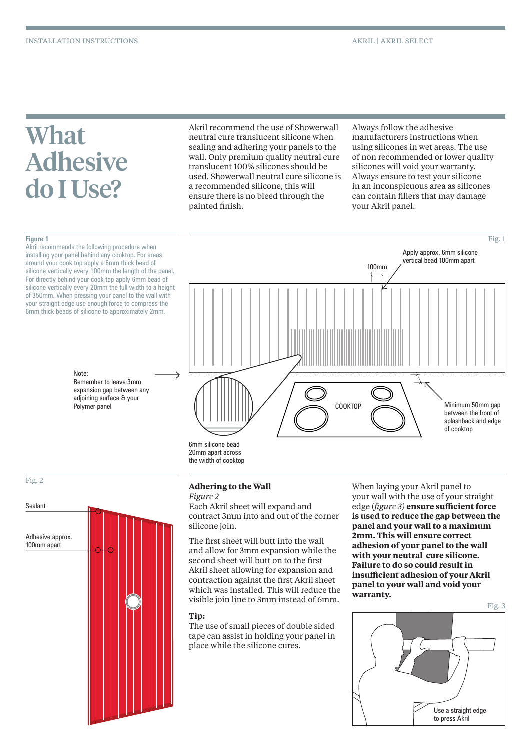# What Adhesive do I Use?

Akril recommend the use of Showerwall neutral cure translucent silicone when sealing and adhering your panels to the wall. Only premium quality neutral cure translucent 100% silicones should be used, Showerwall neutral cure silicone is a recommended silicone, this will ensure there is no bleed through the painted finish.

Always follow the adhesive manufacturers instructions when using silicones in wet areas. The use of non recommended or lower quality silicones will void your warranty. Always ensure to test your silicone in an inconspicuous area as silicones can contain fillers that may damage your Akril panel.

**Figure 1**

Akril recommends the following procedure when installing your panel behind any cooktop. For areas around your cook top apply a 6mm thick bead of silicone vertically every 100mm the length of the panel. For directly behind your cook top apply 6mm bead of silicone vertically every 20mm the full width to a height of 350mm. When pressing your panel to the wall with your straight edge use enough force to compress the 6mm thick beads of silicone to approximately 2mm.

Fig. 1

Apply approx. 6mm silicone vertical bead 100mm apart

100mm

Note: Remember to leave 3mm expansion gap between any adjoining surface & your Polymer panel

COOKTOP

Minimum 50mm gap between the front of splashback and edge of cooktop

6mm silicone bead 20mm apart across the width of cooktop

Fig. 2

Sealant

Adhesive approx. 100mm apart

## Adhering to the Wall

*Figure 2*

Each Akril sheet will expand and contract 3mm into and out of the corner silicone join.

The first sheet will butt into the wall and allow for 3mm expansion while the second sheet will butt on to the first Akril sheet allowing for expansion and contraction against the first Akril sheet which was installed. This will reduce the visible join line to 3mm instead of 6mm.

**Tip:**

The use of small pieces of double sided tape can assist in holding your panel in place while the silicone cures.

When laying your Akril panel to your wall with the use of your straight edge (*figure 3*) **ensure sufficient force is used to reduce the gap between the panel and your wall to a maximum 2mm. This will ensure correct adhesion of your panel to the wall with your neutral cure silicone. Failure to do so could result in insufficient adhesion of your Akril panel to your wall and void your warranty.**

Fig. 3

Use a straight edge to press Akril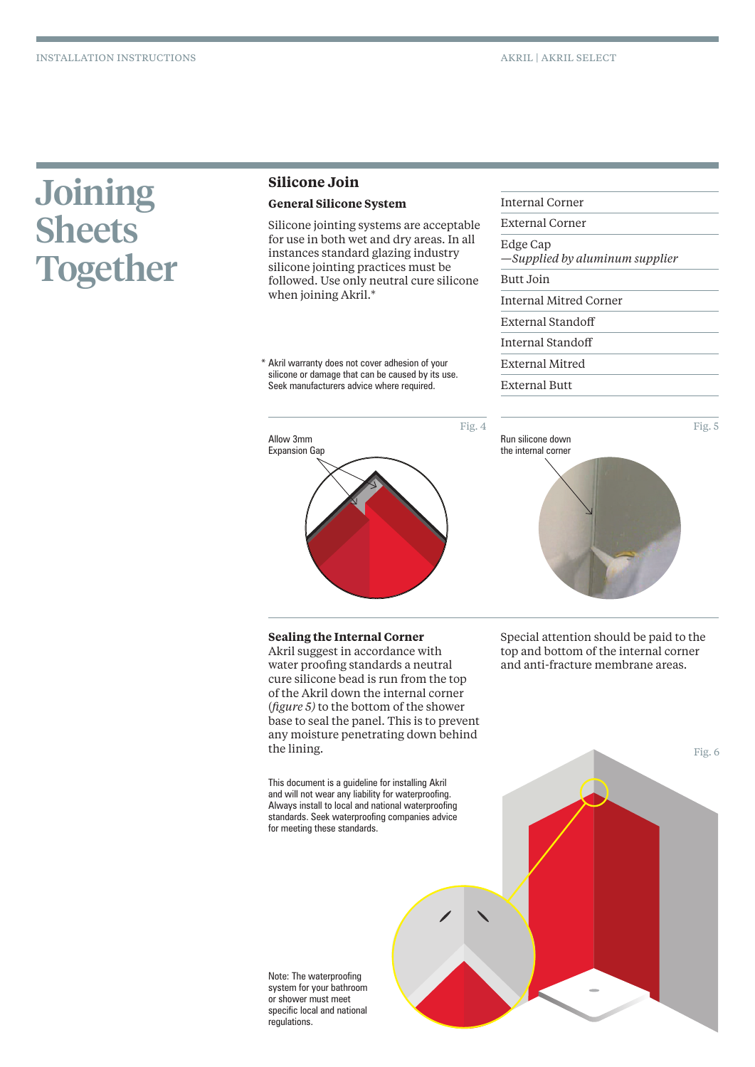# Joining Sheets Together

## Silicone Join

### General Silicone System

Silicone jointing systems are acceptable for use in both wet and dry areas. In all instances standard glazing industry silicone jointing practices must be followed. Use only neutral cure silicone when joining Akril.*

- Internal Corner
- External Corner
- Edge Cap
  —*Supplied by aluminum supplier*
- Butt Join
- Internal Mitred Corner
- External Standoff
- Internal Standoff
- External Mitred
- External Butt

\* Akril warranty does not cover adhesion of your silicone or damage that can be caused by its use. Seek manufacturers advice where required.

Fig. 4

Allow 3mm Expansion Gap

Fig. 5

Run silicone down the internal corner

### Sealing the Internal Corner

Akril suggest in accordance with water proofing standards a neutral cure silicone bead is run from the top of the Akril down the internal corner (*figure 5)* to the bottom of the shower base to seal the panel. This is to prevent any moisture penetrating down behind the lining.

Special attention should be paid to the top and bottom of the internal corner and anti-fracture membrane areas.

This document is a guideline for installing Akril and will not wear any liability for waterproofing. Always install to local and national waterproofing standards. Seek waterproofing companies advice for meeting these standards.

Fig. 6

Note: The waterproofing system for your bathroom or shower must meet specific local and national regulations.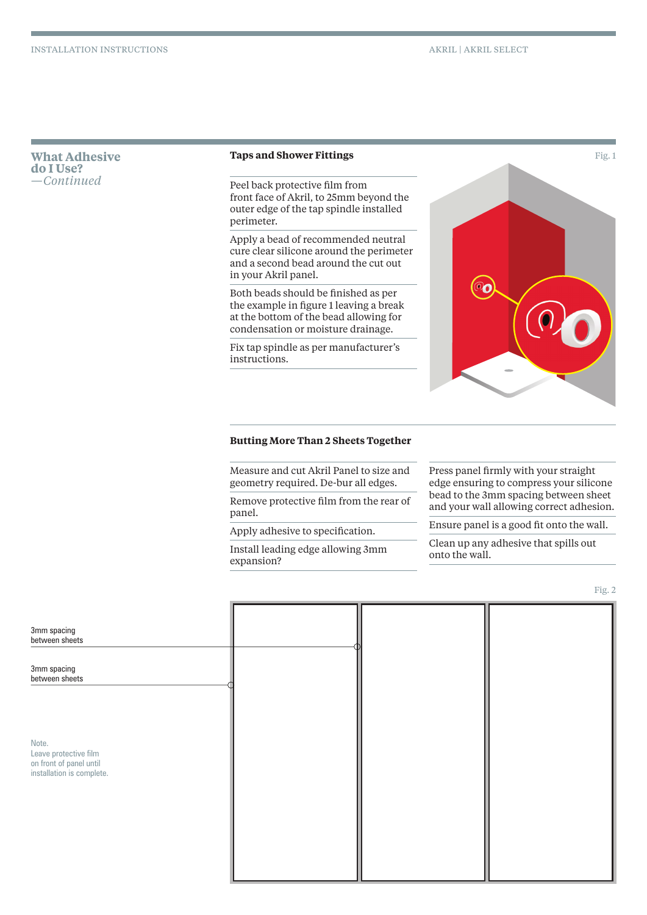## What Adhesive do I Use? *—Continued*

### Taps and Shower Fittings

Peel back protective film from front face of Akril, to 25mm beyond the outer edge of the tap spindle installed perimeter.

Apply a bead of recommended neutral cure clear silicone around the perimeter and a second bead around the cut out in your Akril panel.

Both beads should be finished as per the example in figure 1 leaving a break at the bottom of the bead allowing for condensation or moisture drainage.

Fix tap spindle as per manufacturer's instructions.

Fig. 1

### Butting More Than 2 Sheets Together

Measure and cut Akril Panel to size and geometry required. De-bur all edges.

Remove protective film from the rear of panel.

Apply adhesive to specification.

Install leading edge allowing 3mm expansion?

Press panel firmly with your straight edge ensuring to compress your silicone bead to the 3mm spacing between sheet and your wall allowing correct adhesion.

Ensure panel is a good fit onto the wall.

Clean up any adhesive that spills out onto the wall.

Fig. 2

3mm spacing between sheets

3mm spacing between sheets

Note.
Leave protective film on front of panel until installation is complete.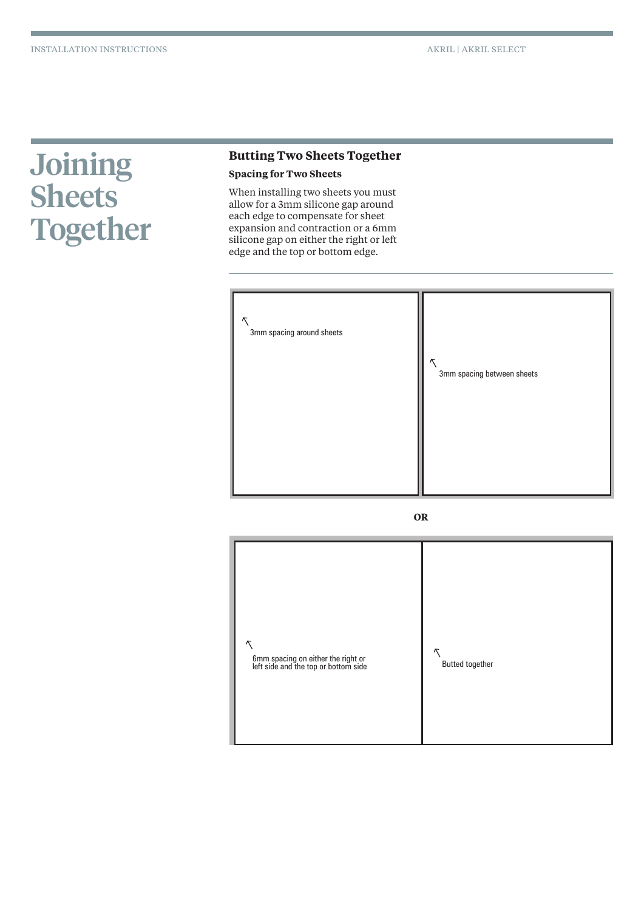# Joining Sheets Together

## Butting Two Sheets Together

### Spacing for Two Sheets

When installing two sheets you must allow for a 3mm silicone gap around each edge to compensate for sheet expansion and contraction or a 6mm silicone gap on either the right or left edge and the top or bottom edge.

3mm spacing around sheets

3mm spacing between sheets

**OR**

6mm spacing on either the right or left side and the top or bottom side

Butted together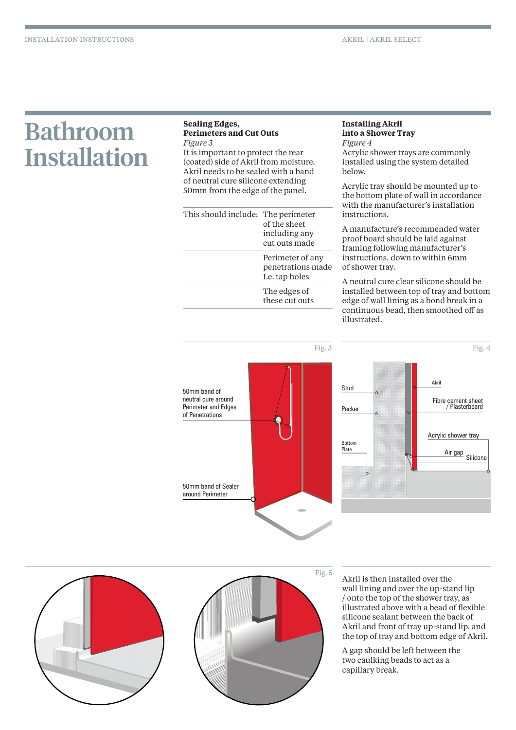# Bathroom Installation

### Sealing Edges, Perimeters and Cut Outs

*Figure 3*

It is important to protect the rear (coated) side of Akril from moisture. Akril needs to be sealed with a band of neutral cure silicone extending 50mm from the edge of the panel.

| This should include: | The perimeter of the sheet including any cut outs made |
| --- | --- |
| | Perimeter of any penetrations made I.e. tap holes |
| | The edges of these cut outs |

### Installing Akril into a Shower Tray

*Figure 4*

Acrylic shower trays are commonly installed using the system detailed below.

Acrylic tray should be mounted up to the bottom plate of wall in accordance with the manufacturer's installation instructions.

A manufacture's recommended water proof board should be laid against framing following manufacturer's instructions, down to within 6mm of shower tray.

A neutral cure clear silicone should be installed between top of tray and bottom edge of wall lining as a bond break in a continuous bead, then smoothed off as illustrated.

Fig. 3

50mm band of neutral cure around Perimeter and Edges of Penetrations

50mm band of Sealer around Perimeter

Fig. 4

Stud

Packer

Bottom Plate

Akril

Fibre cement sheet / Plasterboard

Acrylic shower tray

Air gap

Silicone

Fig. 5

Akril is then installed over the wall lining and over the up-stand lip / onto the top of the shower tray, as illustrated above with a bead of flexible silicone sealant between the back of Akril and front of tray up-stand lip, and the top of tray and bottom edge of Akril.

A gap should be left between the two caulking beads to act as a capillary break.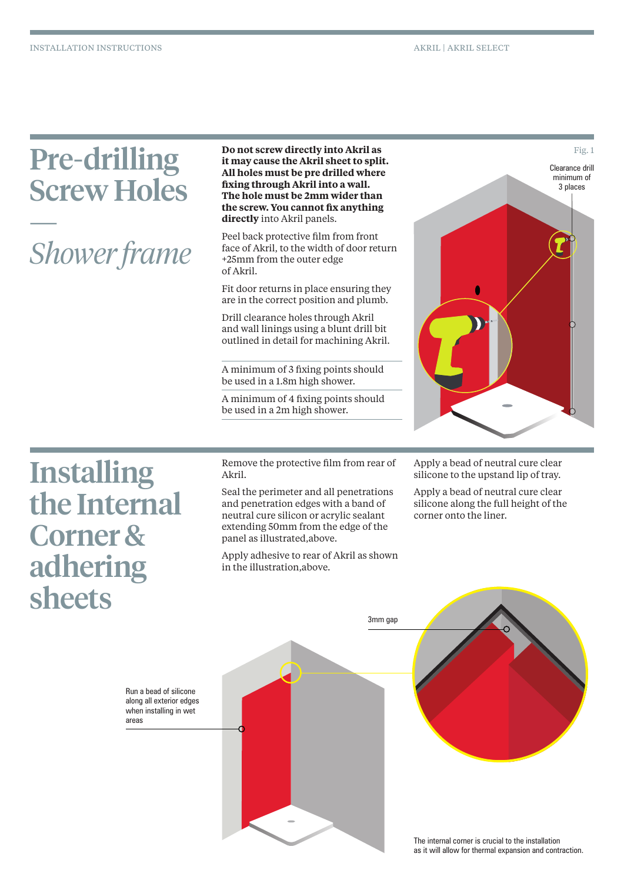# Pre-drilling Screw Holes

## *Shower frame*

**Do not screw directly into Akril as it may cause the Akril sheet to split. All holes must be pre drilled where fixing through Akril into a wall. The hole must be 2mm wider than the screw. You cannot fix anything directly** into Akril panels.

Peel back protective film from front face of Akril, to the width of door return +25mm from the outer edge of Akril.

Fit door returns in place ensuring they are in the correct position and plumb.

Drill clearance holes through Akril and wall linings using a blunt drill bit outlined in detail for machining Akril.

A minimum of 3 fixing points should be used in a 1.8m high shower.

A minimum of 4 fixing points should be used in a 2m high shower.

Fig. 1

Clearance drill minimum of 3 places

# Installing the Internal Corner & adhering sheets

Remove the protective film from rear of Akril.

Seal the perimeter and all penetrations and penetration edges with a band of neutral cure silicon or acrylic sealant extending 50mm from the edge of the panel as illustrated,above.

Apply adhesive to rear of Akril as shown in the illustration,above.

Apply a bead of neutral cure clear silicone to the upstand lip of tray.

Apply a bead of neutral cure clear silicone along the full height of the corner onto the liner.

3mm gap

Run a bead of silicone along all exterior edges when installing in wet areas

The internal corner is crucial to the installation as it will allow for thermal expansion and contraction.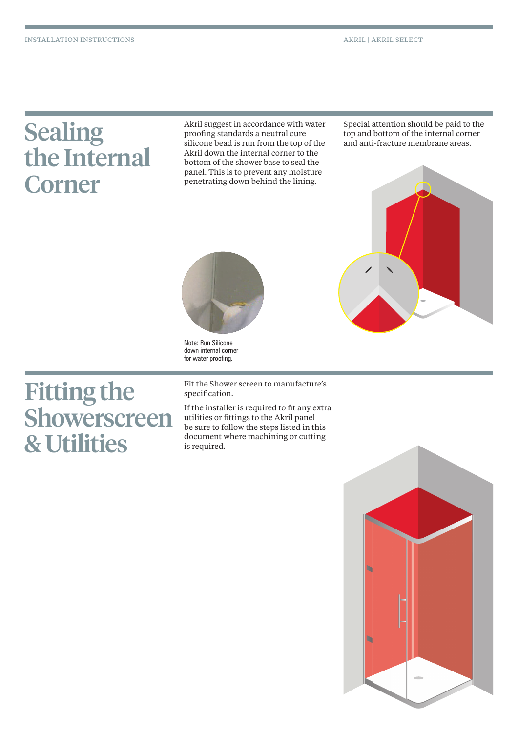# Sealing the Internal Corner

Akril suggest in accordance with water proofing standards a neutral cure silicone bead is run from the top of the Akril down the internal corner to the bottom of the shower base to seal the panel. This is to prevent any moisture penetrating down behind the lining.

Special attention should be paid to the top and bottom of the internal corner and anti-fracture membrane areas.

Note: Run Silicone down internal corner for water proofing.

# Fitting the Showerscreen & Utilities

Fit the Shower screen to manufacture's specification.

If the installer is required to fit any extra utilities or fittings to the Akril panel be sure to follow the steps listed in this document where machining or cutting is required.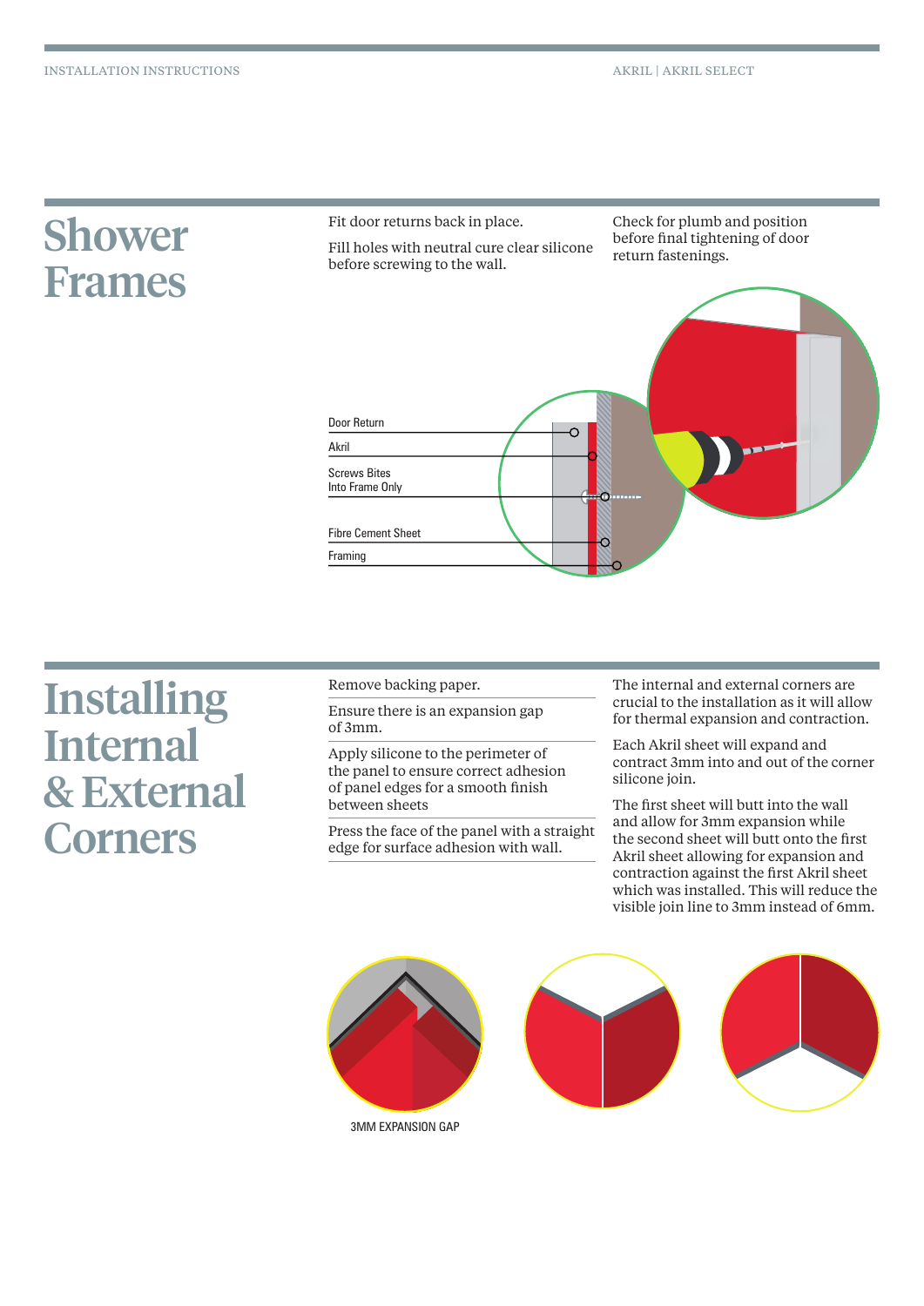# Shower Frames

Fit door returns back in place.

Fill holes with neutral cure clear silicone before screwing to the wall.

Check for plumb and position before final tightening of door return fastenings.

Door Return

Akril

Screws Bites Into Frame Only

Fibre Cement Sheet

Framing

# Installing Internal & External Corners

Remove backing paper.

Ensure there is an expansion gap of 3mm.

Apply silicone to the perimeter of the panel to ensure correct adhesion of panel edges for a smooth finish between sheets

Press the face of the panel with a straight edge for surface adhesion with wall.

The internal and external corners are crucial to the installation as it will allow for thermal expansion and contraction.

Each Akril sheet will expand and contract 3mm into and out of the corner silicone join.

The first sheet will butt into the wall and allow for 3mm expansion while the second sheet will butt onto the first Akril sheet allowing for expansion and contraction against the first Akril sheet which was installed. This will reduce the visible join line to 3mm instead of 6mm.

3MM EXPANSION GAP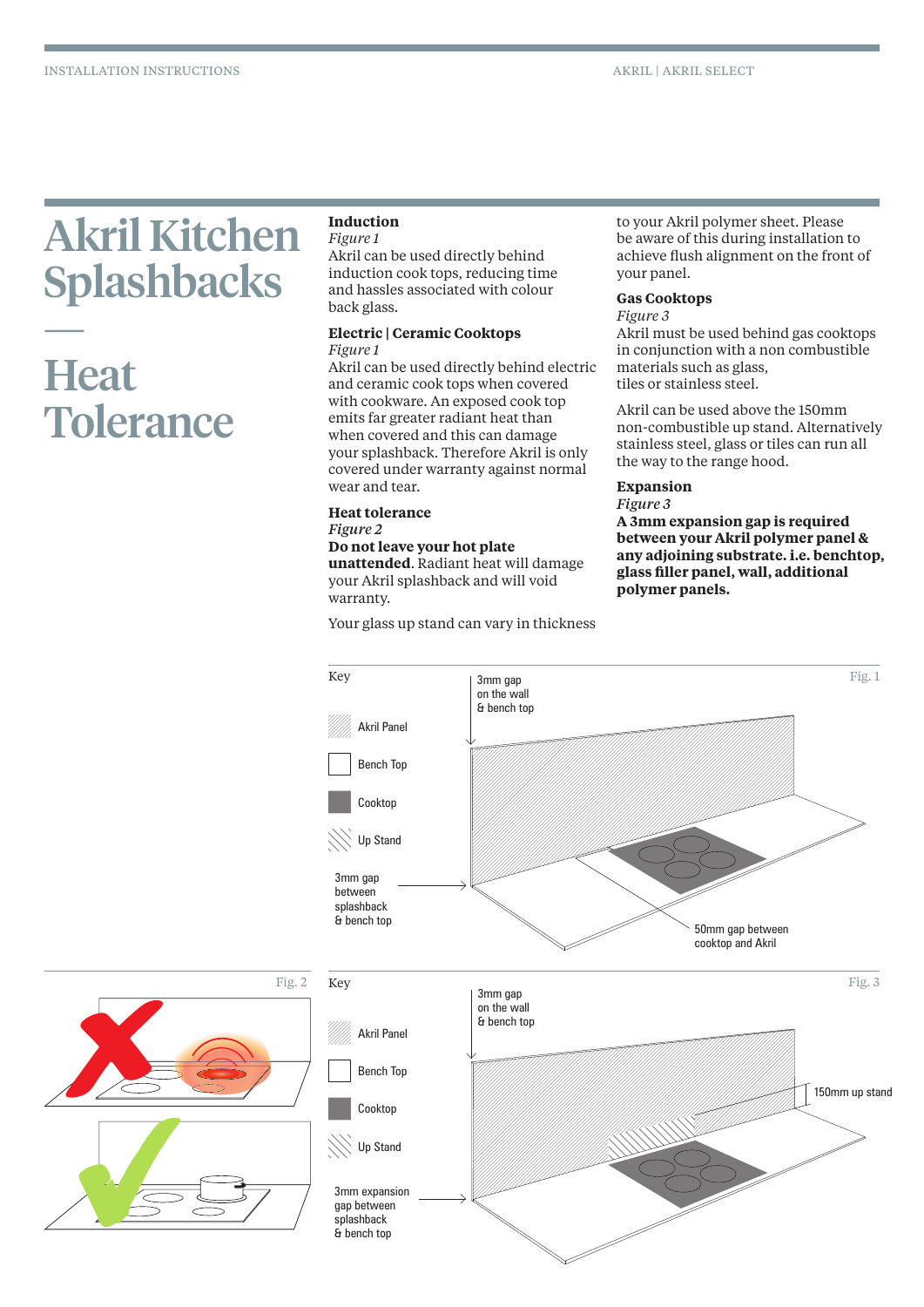# Akril Kitchen Splashbacks

## Heat Tolerance

**Induction**
*Figure 1*
Akril can be used directly behind induction cook tops, reducing time and hassles associated with colour back glass.

**Electric | Ceramic Cooktops**
*Figure 1*
Akril can be used directly behind electric and ceramic cook tops when covered with cookware. An exposed cook top emits far greater radiant heat than when covered and this can damage your splashback. Therefore Akril is only covered under warranty against normal wear and tear.

**Heat tolerance**
*Figure 2*
**Do not leave your hot plate unattended**. Radiant heat will damage your Akril splashback and will void warranty.

Your glass up stand can vary in thickness to your Akril polymer sheet. Please be aware of this during installation to achieve flush alignment on the front of your panel.

**Gas Cooktops**
*Figure 3*
Akril must be used behind gas cooktops in conjunction with a non combustible materials such as glass, tiles or stainless steel.

Akril can be used above the 150mm non-combustible up stand. Alternatively stainless steel, glass or tiles can run all the way to the range hood.

**Expansion**
*Figure 3*
**A 3mm expansion gap is required between your Akril polymer panel & any adjoining substrate. i.e. benchtop, glass filler panel, wall, additional polymer panels.**

Fig. 1

Key: Akril Panel, Bench Top, Cooktop, Up Stand

3mm gap on the wall & bench top

3mm gap between splashback & bench top

50mm gap between cooktop and Akril

Fig. 2

Fig. 3

Key: Akril Panel, Bench Top, Cooktop, Up Stand

3mm gap on the wall & bench top

150mm up stand

3mm expansion gap between splashback & bench top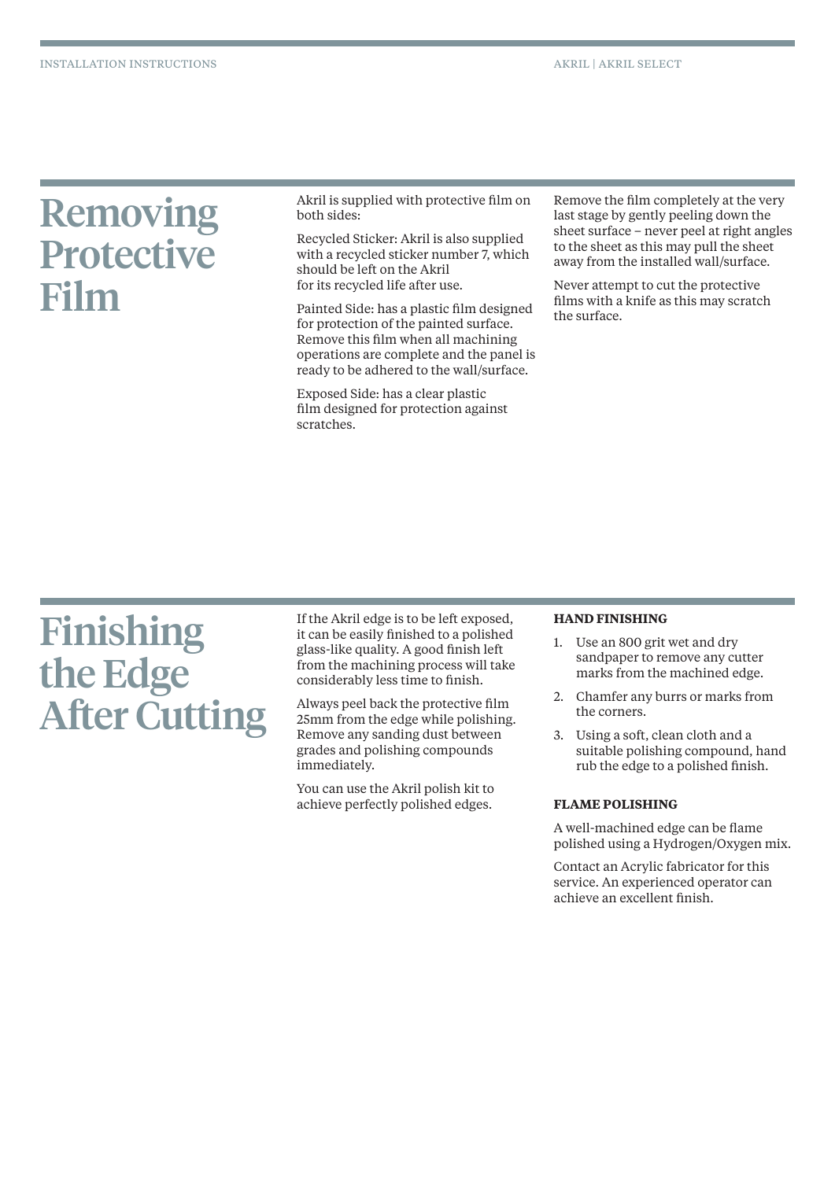# Removing Protective Film

Akril is supplied with protective film on both sides:

Recycled Sticker: Akril is also supplied with a recycled sticker number 7, which should be left on the Akril for its recycled life after use.

Painted Side: has a plastic film designed for protection of the painted surface. Remove this film when all machining operations are complete and the panel is ready to be adhered to the wall/surface.

Exposed Side: has a clear plastic film designed for protection against scratches.

Remove the film completely at the very last stage by gently peeling down the sheet surface – never peel at right angles to the sheet as this may pull the sheet away from the installed wall/surface.

Never attempt to cut the protective films with a knife as this may scratch the surface.

# Finishing the Edge After Cutting

If the Akril edge is to be left exposed, it can be easily finished to a polished glass-like quality. A good finish left from the machining process will take considerably less time to finish.

Always peel back the protective film 25mm from the edge while polishing. Remove any sanding dust between grades and polishing compounds immediately.

You can use the Akril polish kit to achieve perfectly polished edges.

**HAND FINISHING**

1. Use an 800 grit wet and dry sandpaper to remove any cutter marks from the machined edge.
2. Chamfer any burrs or marks from the corners.
3. Using a soft, clean cloth and a suitable polishing compound, hand rub the edge to a polished finish.

**FLAME POLISHING**

A well-machined edge can be flame polished using a Hydrogen/Oxygen mix.

Contact an Acrylic fabricator for this service. An experienced operator can achieve an excellent finish.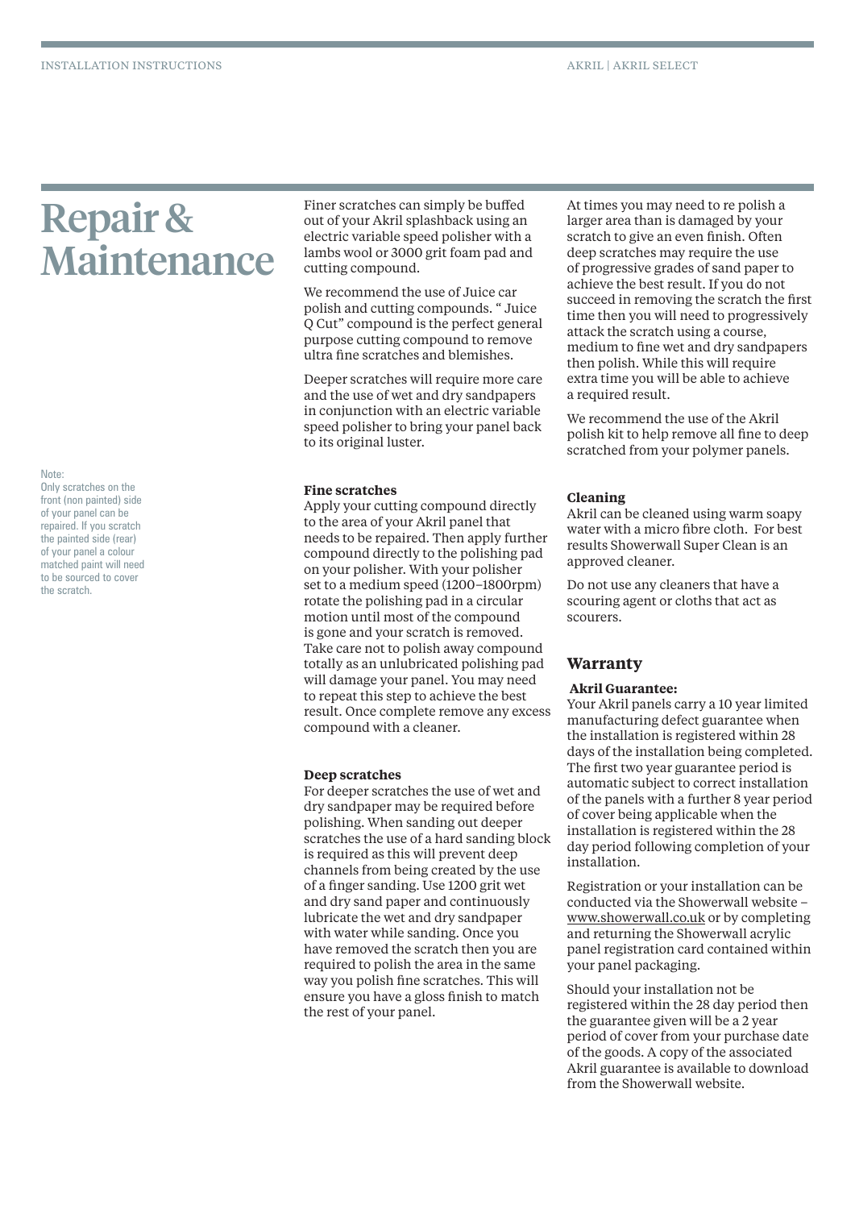# Repair & Maintenance

Note:
Only scratches on the front (non painted) side of your panel can be repaired. If you scratch the painted side (rear) of your panel a colour matched paint will need to be sourced to cover the scratch.

Finer scratches can simply be buffed out of your Akril splashback using an electric variable speed polisher with a lambs wool or 3000 grit foam pad and cutting compound.

We recommend the use of Juice car polish and cutting compounds. " Juice Q Cut" compound is the perfect general purpose cutting compound to remove ultra fine scratches and blemishes.

Deeper scratches will require more care and the use of wet and dry sandpapers in conjunction with an electric variable speed polisher to bring your panel back to its original luster.

### Fine scratches

Apply your cutting compound directly to the area of your Akril panel that needs to be repaired. Then apply further compound directly to the polishing pad on your polisher. With your polisher set to a medium speed (1200–1800rpm) rotate the polishing pad in a circular motion until most of the compound is gone and your scratch is removed. Take care not to polish away compound totally as an unlubricated polishing pad will damage your panel. You may need to repeat this step to achieve the best result. Once complete remove any excess compound with a cleaner.

### Deep scratches

For deeper scratches the use of wet and dry sandpaper may be required before polishing. When sanding out deeper scratches the use of a hard sanding block is required as this will prevent deep channels from being created by the use of a finger sanding. Use 1200 grit wet and dry sand paper and continuously lubricate the wet and dry sandpaper with water while sanding. Once you have removed the scratch then you are required to polish the area in the same way you polish fine scratches. This will ensure you have a gloss finish to match the rest of your panel.

At times you may need to re polish a larger area than is damaged by your scratch to give an even finish. Often deep scratches may require the use of progressive grades of sand paper to achieve the best result. If you do not succeed in removing the scratch the first time then you will need to progressively attack the scratch using a course, medium to fine wet and dry sandpapers then polish. While this will require extra time you will be able to achieve a required result.

We recommend the use of the Akril polish kit to help remove all fine to deep scratched from your polymer panels.

### Cleaning

Akril can be cleaned using warm soapy water with a micro fibre cloth. For best results Showerwall Super Clean is an approved cleaner.

Do not use any cleaners that have a scouring agent or cloths that act as scourers.

## Warranty

**Akril Guarantee:**
Your Akril panels carry a 10 year limited manufacturing defect guarantee when the installation is registered within 28 days of the installation being completed. The first two year guarantee period is automatic subject to correct installation of the panels with a further 8 year period of cover being applicable when the installation is registered within the 28 day period following completion of your installation.

Registration or your installation can be conducted via the Showerwall website – www.showerwall.co.uk or by completing and returning the Showerwall acrylic panel registration card contained within your panel packaging.

Should your installation not be registered within the 28 day period then the guarantee given will be a 2 year period of cover from your purchase date of the goods. A copy of the associated Akril guarantee is available to download from the Showerwall website.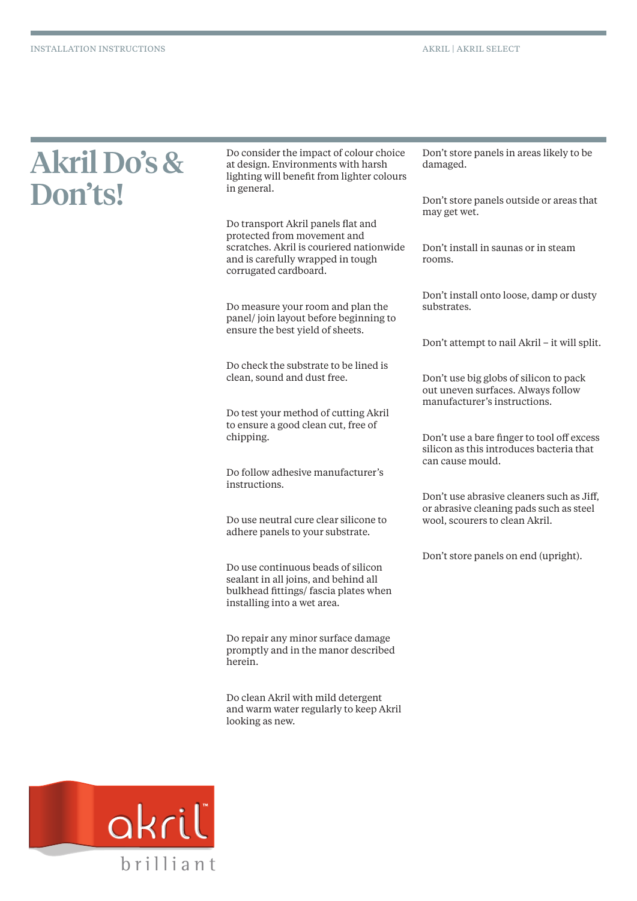# Akril Do's & Don'ts!

Do consider the impact of colour choice at design. Environments with harsh lighting will benefit from lighter colours in general.

Do transport Akril panels flat and protected from movement and scratches. Akril is couriered nationwide and is carefully wrapped in tough corrugated cardboard.

Do measure your room and plan the panel/ join layout before beginning to ensure the best yield of sheets.

Do check the substrate to be lined is clean, sound and dust free.

Do test your method of cutting Akril to ensure a good clean cut, free of chipping.

Do follow adhesive manufacturer's instructions.

Do use neutral cure clear silicone to adhere panels to your substrate.

Do use continuous beads of silicon sealant in all joins, and behind all bulkhead fittings/ fascia plates when installing into a wet area.

Do repair any minor surface damage promptly and in the manor described herein.

Do clean Akril with mild detergent and warm water regularly to keep Akril looking as new.

Don't store panels in areas likely to be damaged.

Don't store panels outside or areas that may get wet.

Don't install in saunas or in steam rooms.

Don't install onto loose, damp or dusty substrates.

Don't attempt to nail Akril – it will split.

Don't use big globs of silicon to pack out uneven surfaces. Always follow manufacturer's instructions.

Don't use a bare finger to tool off excess silicon as this introduces bacteria that can cause mould.

Don't use abrasive cleaners such as Jiff, or abrasive cleaning pads such as steel wool, scourers to clean Akril.

Don't store panels on end (upright).

akril™ brilliant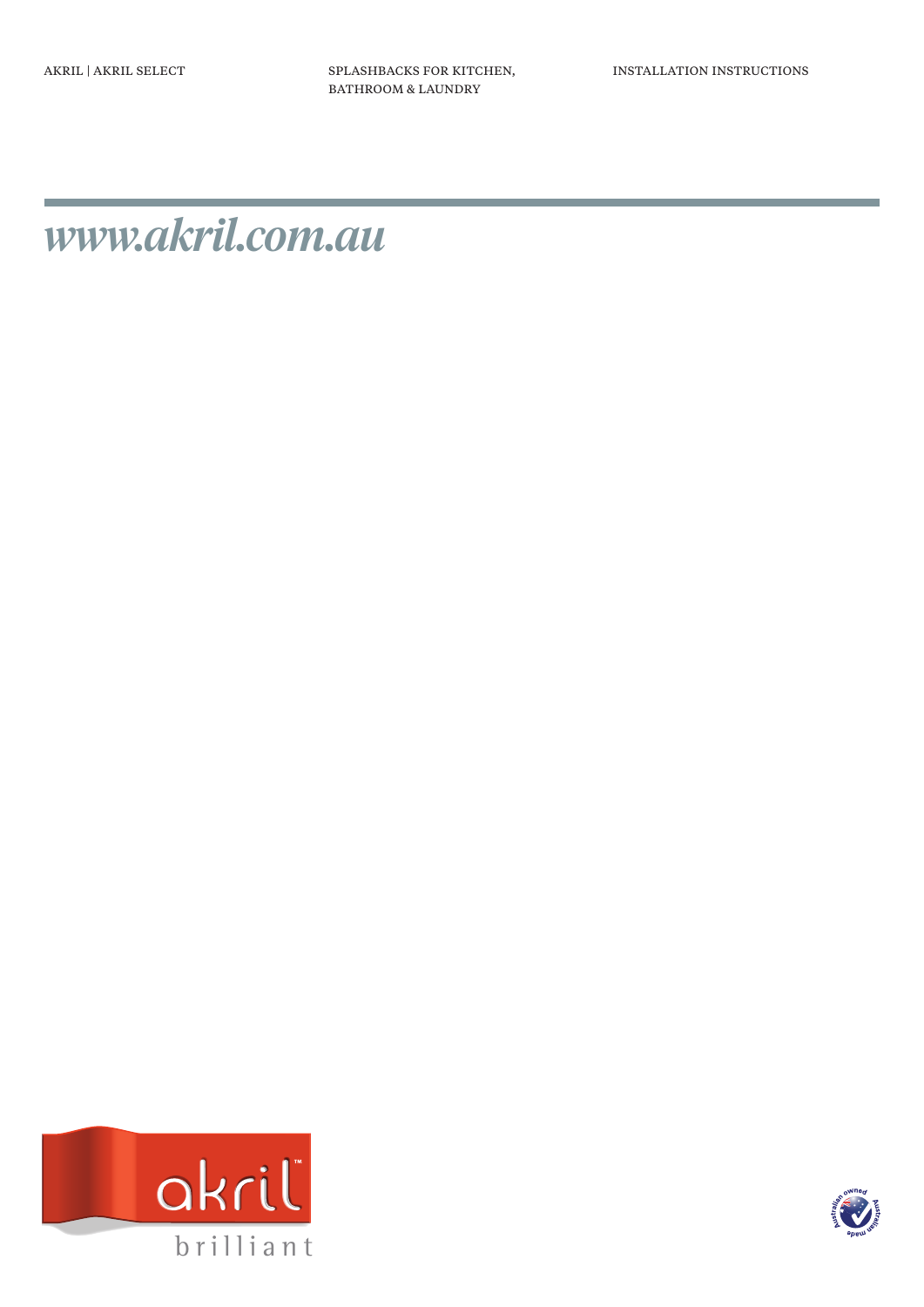*www.akril.com.au*

akril™

brilliant

Australian owned Australian made